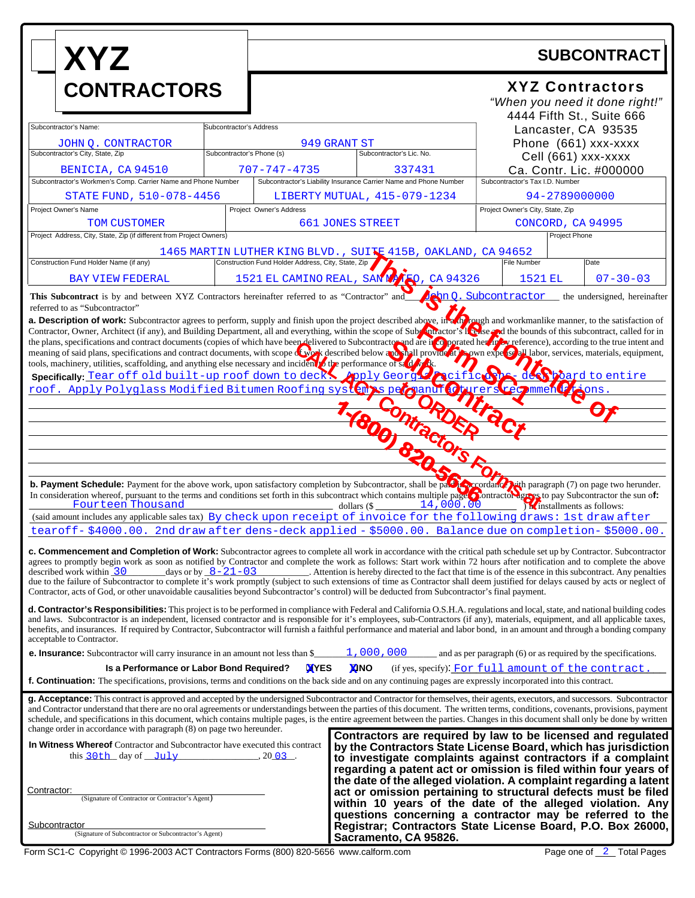# XYZ CONTRACTORS

## SUBCONTRACT

**XYZ Contractors**
*"When you need it done right!"*
4444 Fifth St., Suite 666
Lancaster, CA 93535
Phone (661) xxx-xxxx
Cell (661) xxx-xxxx
Ca. Contr. Lic. #000000

| Subcontractor's Name: | Subcontractor's Address | |
|---|---|---|
| JOHN Q. CONTRACTOR | 949 GRANT ST | |
| **Subcontractor's City, State, Zip** | **Subcontractor's Phone (s)** | **Subcontractor's Lic. No.** |
| BENICIA, CA 94510 | 707-747-4735 | 337431 |
| **Subcontractor's Workmen's Comp. Carrier Name and Phone Number** | **Subcontractor's Liability Insurance Carrier Name and Phone Number** | **Subcontractor's Tax I.D. Number** |
| STATE FUND, 510-078-4456 | LIBERTY MUTUAL, 415-079-1234 | 94-2789000000 |
| **Project Owner's Name** | **Project Owner's Address** | **Project Owner's City, State, Zip** |
| TOM CUSTOMER | 661 JONES STREET | CONCORD, CA 94995 |

| Project Address, City, State, Zip (if different from Project Owners) | Project Phone |
|---|---|
| 1465 MARTIN LUTHER KING BLVD., SUITE 415B, OAKLAND, CA 94652 | |

| Construction Fund Holder Name (if any) | Construction Fund Holder Address, City, State, Zip | File Number | Date |
|---|---|---|---|
| BAY VIEW FEDERAL | 1521 EL CAMINO REAL, SAN MATEO, CA 94326 | 1521 EL | 07-30-03 |

**This Subcontract** is by and between XYZ Contractors hereinafter referred to as "Contractor" and John Q. Subcontractor the undersigned, hereinafter referred to as "Subcontractor"

**a. Description of work:** Subcontractor agrees to perform, supply and finish upon the project described above, in a thorough and workmanlike manner, to the satisfaction of Contractor, Owner, Architect (if any), and Building Department, all and everything, within the scope of Subcontractor's license and the bounds of this subcontract, called for in the plans, specifications and contract documents (copies of which have been delivered to Subcontractor and are incorporated herein by reference), according to the true intent and meaning of said plans, specifications and contract documents, with scope of work described below and shall provide at it's own expense all labor, services, materials, equipment, tools, machinery, utilities, scaffolding, and anything else necessary and incident to the performance of said work.

**Specifically:** Tear off old built-up roof down to deck. Apply Georgia-Pacific dens-deck board to entire roof. Apply Polyglass Modified Bitumen Roofing systems per manufacturers recommendations.

**b. Payment Schedule:** Payment for the above work, upon satisfactory completion by Subcontractor, shall be paid in accordance with paragraph (7) on page two herunder. In consideration whereof, pursuant to the terms and conditions set forth in this subcontract which contains multiple pages, Contractor agrees to pay Subcontractor the sum of: Fourteen Thousand dollars ($ 14,000.00 ) in installments as follows:
(said amount includes any applicable sales tax) By check upon receipt of invoice for the following draws: 1st draw after tearoff- $4000.00. 2nd draw after dens-deck applied - $5000.00. Balance due on completion- $5000.00.

**c. Commencement and Completion of Work:** Subcontractor agrees to complete all work in accordance with the critical path schedule set up by Contractor. Subcontractor agrees to promptly begin work as soon as notified by Contractor and complete the work as follows: Start work within 72 hours after notification and to complete the above described work within 30 days or by 8-21-03. Attention is hereby directed to the fact that time is of the essence in this subcontract. Any penalties due to the failure of Subcontractor to complete it's work promptly (subject to such extensions of time as Contractor shall deem justified for delays caused by acts or neglect of Contractor, acts of God, or other unavoidable causalities beyond Subcontractor's control) will be deducted from Subcontractor's final payment.

**d. Contractor's Responsibilities:** This project is to be performed in compliance with Federal and California O.S.H.A. regulations and local, state, and national building codes and laws. Subcontractor is an independent, licensed contractor and is responsible for it's employees, sub-Contractors (if any), materials, equipment, and all applicable taxes, benefits, and insurances. If required by Contractor, Subcontractor will furnish a faithful performance and material and labor bond, in an amount and through a bonding company acceptable to Contractor.

**e. Insurance:** Subcontractor will carry insurance in an amount not less than $ 1,000,000 and as per paragraph (6) or as required by the specifications.

**Is a Performance or Labor Bond Required?** ☒ YES ☒ NO (if yes, specify): For full amount of the contract.

**f. Continuation:** The specifications, provisions, terms and conditions on the back side and on any continuing pages are expressly incorporated into this contract.

**g. Acceptance:** This contract is approved and accepted by the undersigned Subcontractor and Contractor for themselves, their agents, executors, and successors. Subcontractor and Contractor understand that there are no oral agreements or understandings between the parties of this document. The written terms, conditions, covenants, provisions, payment schedule, and specifications in this document, which contains multiple pages, is the entire agreement between the parties. Changes in this document shall only be done by written change order in accordance with paragraph (8) on page two hereunder.

**In Witness Whereof** Contractor and Subcontractor have executed this contract this 30th day of July, 20 03.

Contractor: ______________________________
(Signature of Contractor or Contractor's Agent)

Subcontractor ______________________________
(Signature of Subcontractor or Subcontractor's Agent)

**Contractors are required by law to be licensed and regulated by the Contractors State License Board, which has jurisdiction to investigate complaints against contractors if a complaint regarding a patent act or omission is filed within four years of the date of the alleged violation. A complaint regarding a latent act or omission pertaining to structural defects must be filed within 10 years of the date of the alleged violation. Any questions concerning a contractor may be referred to the Registrar; Contractors State License Board, P.O. Box 26000, Sacramento, CA 95826.**

This is the frontside of Form SC1 Subcontract
CALL ACT Contractors Forms at 1-(800) 820-5656 to ORDER

Form SC1-C Copyright © 1996-2003 ACT Contractors Forms (800) 820-5656 www.calform.com

Page one of 2 Total Pages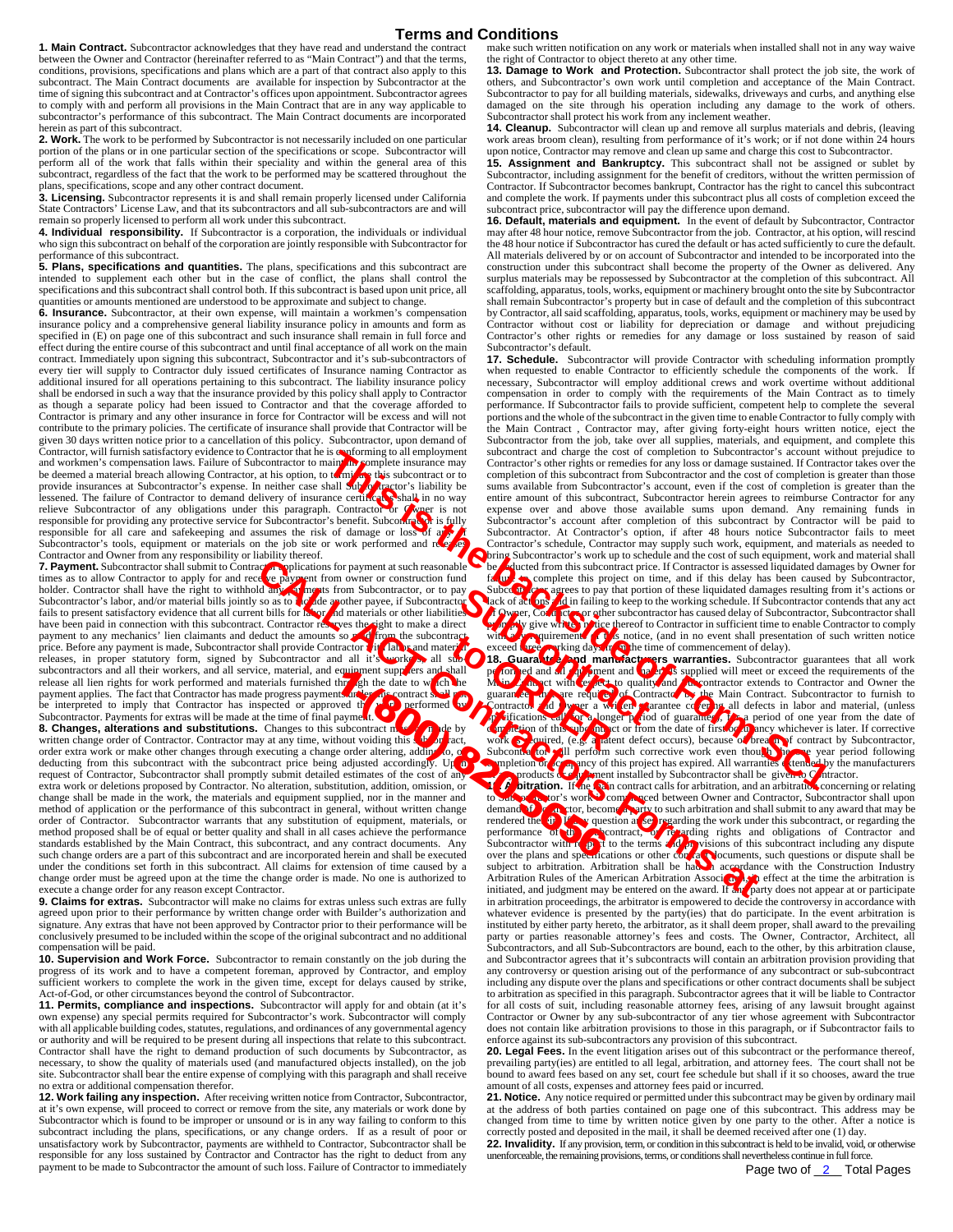# Terms and Conditions

**1. Main Contract.** Subcontractor acknowledges that they have read and understand the contract between the Owner and Contractor (hereinafter referred to as "Main Contract") and that the terms, conditions, provisions, specifications and plans which are a part of that contract also apply to this subcontract. The Main Contract documents are available for inspection by Subcontractor at the time of signing this subcontract and at Contractor's offices upon appointment. Subcontractor agrees to comply with and perform all provisions in the Main Contract that are in any way applicable to subcontractor's performance of this subcontract. The Main Contract documents are incorporated herein as part of this subcontract.

**2. Work.** The work to be performed by Subcontractor is not necessarily included on one particular portion of the plans or in one particular section of the specifications or scope. Subcontractor will perform all of the work that falls within their speciality and within the general area of this subcontract, regardless of the fact that the work to be performed may be scattered throughout the plans, specifications, scope and any other contract document.

**3. Licensing.** Subcontractor represents it is and shall remain properly licensed under California State Contractors' License Law, and that its subcontractors and all sub-subcontractors are and will remain so properly licensed to perform all work under this subcontract.

**4. Individual responsibility.** If Subcontractor is a corporation, the individuals or individual who sign this subcontract on behalf of the corporation are jointly responsible with Subcontractor for performance of this subcontract.

**5. Plans, specifications and quantities.** The plans, specifications and this subcontract are intended to supplement each other but in the case of conflict, the plans shall control the specifications and this subcontract shall control both. If this subcontract is based upon unit price, all quantities or amounts mentioned are understood to be approximate and subject to change.

**6. Insurance.** Subcontractor, at their own expense, will maintain a workmen's compensation insurance policy and a comprehensive general liability insurance policy in amounts and form as specified in (E) on page one of this subcontract and such insurance shall remain in full force and effect during the entire course of this subcontract and until final acceptance of all work on the main contract. Immediately upon signing this subcontract, Subcontractor and it's sub-subcontractors of every tier will supply to Contractor duly issued certificates of Insurance naming Contractor as additional insured for all operations pertaining to this subcontract. The liability insurance policy shall be endorsed in such a way that the insurance provided by this policy shall apply to Contractor as though a separate policy had been issued to Contractor and that the coverage afforded to Contractor is primary and any other insurance in force for Contractor will be excess and will not contribute to the primary policies. The certificate of insurance shall provide that Contractor will be given 30 days written notice prior to a cancellation of this policy. Subcontractor, upon demand of Contractor, will furnish satisfactory evidence to Contractor that he is conforming to all employment and workmen's compensation laws. Failure of Subcontractor to maintain complete insurance may be deemed a material breach allowing Contractor, at his option, to terminate this subcontract or to provide insurances at Subcontractor's expense. In neither case shall Subcontractor's liability be lessened. The failure of Contractor to demand delivery of insurance certificates shall in no way relieve Subcontractor of any obligations under this paragraph. Contractor or Owner is not responsible for providing any protective service for Subcontractor's benefit. Subcontractor is fully responsible for all care and safekeeping and assumes the risk of damage or loss of any of Subcontractor's tools, equipment or materials on the job site or work performed and releases Contractor and Owner from any responsibility or liability thereof.

**7. Payment.** Subcontractor shall submit to Contractor applications for payment at such reasonable times as to allow Contractor to apply for and receive payment from owner or construction fund holder. Contractor shall have the right to withhold any payments from Subcontractor, or to pay Subcontractor's labor, and/or material bills jointly so as to include another payee, if Subcontractor fails to present satisfactory evidence that all current bills for labor and materials or other liabilities have been paid in connection with this subcontract. Contractor reserves the right to make a direct payment to any mechanics' lien claimants and deduct the amounts so paid from the subcontract price. Before any payment is made, Subcontractor shall provide Contractor with labor and material releases, in proper statutory form, signed by Subcontractor and all it's workers, all sub-subcontractors and all their workers, and all service, material, and equipment suppliers and shall release all lien rights for work performed and materials furnished through the date to which the payment applies. The fact that Contractor has made progress payments under this contract shall not be interpreted to imply that Contractor has inspected or approved the work performed by Subcontractor. Payments for extras will be made at the time of final payment.

**8. Changes, alterations and substitutions.** Changes to this subcontract may be made by written change order of Contractor. Contractor may at any time, without voiding this subcontract, order extra work or make other changes through executing a change order altering, adding to, or deducting from this subcontract with the subcontract price being adjusted accordingly. Upon request of Contractor, Subcontractor shall promptly submit detailed estimates of the cost of any extra work or deletions proposed by Contractor. No alteration, substitution, addition, omission, or change shall be made in the work, the materials and equipment supplied, nor in the manner and method of application or the performance of this subcontract in general, without written change order of Contractor. Subcontractor warrants that any substitution of equipment, materials, or method proposed shall be of equal or better quality and shall in all cases achieve the performance standards established by the Main Contract, this subcontract, and any contract documents. Any such change orders are a part of this subcontract and are incorporated herein and shall be executed under the conditions set forth in this subcontract. All claims for extension of time caused by a change order must be agreed upon at the time the change order is made. No one is authorized to execute a change order for any reason except Contractor.

**9. Claims for extras.** Subcontractor will make no claims for extras unless such extras are fully agreed upon prior to their performance by written change order with Builder's authorization and signature. Any extras that have not been approved by Contractor prior to their performance will be conclusively presumed to be included within the scope of the original subcontract and no additional compensation will be paid.

**10. Supervision and Work Force.** Subcontractor to remain constantly on the job during the progress of its work and to have a competent foreman, approved by Contractor, and employ sufficient workers to complete the work in the given time, except for delays caused by strike, Act-of-God, or other circumstances beyond the control of Subcontractor.

**11. Permits, compliance and inspections.** Subcontractor will apply for and obtain (at it's own expense) any special permits required for Subcontractor's work. Subcontractor will comply with all applicable building codes, statutes, regulations, and ordinances of any governmental agency or authority and will be required to be present during all inspections that relate to this subcontract. Contractor shall have the right to demand production of such documents by Subcontractor, as necessary, to show the quality of materials used (and manufactured objects installed), on the job site. Subcontractor shall bear the entire expense of complying with this paragraph and shall receive no extra or additional compensation therefor.

**12. Work failing any inspection.** After receiving written notice from Contractor, Subcontractor, at it's own expense, will proceed to correct or remove from the site, any materials or work done by Subcontractor which is found to be improper or unsound or is in any way failing to conform to this subcontract including the plans, specifications, or any change orders. If as a result of poor or unsatisfactory work by Subcontractor, payments are withheld to Contractor, Subcontractor shall be responsible for any loss sustained by Contractor and Contractor has the right to deduct from any payment to be made to Subcontractor the amount of such loss. Failure of Contractor to immediately make such written notification on any work or materials when installed shall not in any way waive the right of Contractor to object thereto at any other time.

**13. Damage to Work and Protection.** Subcontractor shall protect the job site, the work of others, and Subcontractor's own work until completion and acceptance of the Main Contract. Subcontractor to pay for all building materials, sidewalks, driveways and curbs, and anything else damaged on the site through his operation including any damage to the work of others. Subcontractor shall protect his work from any inclement weather.

**14. Cleanup.** Subcontractor will clean up and remove all surplus materials and debris, (leaving work areas broom clean), resulting from performance of it's work; or if not done within 24 hours upon notice, Contractor may remove and clean up same and charge this cost to Subcontractor.

**15. Assignment and Bankruptcy.** This subcontract shall not be assigned or sublet by Subcontractor, including assignment for the benefit of creditors, without the written permission of Contractor. If Subcontractor becomes bankrupt, Contractor has the right to cancel this subcontract and complete the work. If payments under this subcontract plus all costs of completion exceed the subcontract price, subcontractor will pay the difference upon demand.

**16. Default, materials and equipment.** In the event of default by Subcontractor, Contractor may after 48 hour notice, remove Subcontractor from the job. Contractor, at his option, will rescind the 48 hour notice if Subcontractor has cured the default or has acted sufficiently to cure the default. All materials delivered by or on account of Subcontractor and intended to be incorporated into the construction under this subcontract shall become the property of the Owner as delivered. Any surplus materials may be repossessed by Subcontractor at the completion of this subcontract. All scaffolding, apparatus, tools, works, equipment or machinery brought onto the site by Subcontractor shall remain Subcontractor's property but in case of default and the completion of this subcontract by Contractor, all said scaffolding, apparatus, tools, works, equipment or machinery may be used by Contractor without cost or liability for depreciation or damage and without prejudicing Contractor's other rights or remedies for any damage or loss sustained by reason of said Subcontractor's default.

**17. Schedule.** Subcontractor will provide Contractor with scheduling information promptly when requested to enable Contractor to efficiently schedule the components of the work. If necessary, Subcontractor will employ additional crews and work overtime without additional compensation in order to comply with the requirements of the Main Contract as to timely performance. If Subcontractor fails to provide sufficient, competent help to complete the several portions and the whole of the subcontract in the given time to enable Contractor to fully comply with the Main Contract , Contractor may, after giving forty-eight hours written notice, eject the Subcontractor from the job, take over all supplies, materials, and equipment, and complete this subcontract and charge the cost of completion to Subcontractor's account without prejudice to Contractor's other rights or remedies for any loss or damage sustained. If Contractor takes over the completion of this subcontract from Subcontractor and the cost of completion is greater than those sums available from Subcontractor's account, even if the cost of completion is greater than the entire amount of this subcontract, Subcontractor herein agrees to reimburse Contractor for any expense over and above those available sums upon demand. Any remaining funds in Subcontractor's account after completion of this subcontract by Contractor will be paid to Subcontractor. At Contractor's option, if after 48 hours notice Subcontractor fails to meet Contractor's schedule, Contractor may supply such work, equipment, and materials as needed to bring Subcontractor's work up to schedule and the cost of such equipment, work and material shall be deducted from this subcontract price. If Contractor is assessed liquidated damages by Owner for failure to complete this project on time, and if this delay has been caused by Subcontractor, Subcontractor agrees to pay that portion of these liquidated damages resulting from it's actions or lack of actions and in failing to keep to the working schedule. If Subcontractor contends that any act of Owner, Contractor or other subcontractor has caused delay of Subcontractor, Subcontractor shall promptly give written notice thereof to Contractor in sufficient time to enable Contractor to comply with any requirement of this notice, (and in no event shall presentation of such written notice exceed three working days from the time of commencement of delay).

**18. Guarantee and manufacturers warranties.** Subcontractor guarantees that all work performed and all equipment and materials supplied will meet or exceed the requirements of the Main Contract with respect to quality and Subcontractor extends to Contractor and Owner the guarantees that are required of Contractor by the Main Contract. Subcontractor to furnish to Contractor and Owner a written guarantee covering all defects in labor and material, (unless specifications call for a longer period of guarantee), for a period of one year from the date of completion of this subcontract or from the date of first occupancy whichever is later. If corrective work is required, (e.g. a latent defect occurs), because of breach of contract by Subcontractor, Subcontractor will perform such corrective work even though the one year period following completion or occupancy of this project has expired. All warranties extended by the manufacturers of the products or equipment installed by Subcontractor shall be given to Contractor.

**19. Arbitration.** If the Main contract calls for arbitration, and an arbitration concerning or relating to Subcontractor's work is commenced between Owner and Contractor, Subcontractor shall upon demand of Contractor, become a party to such arbitration and shall submit to any award that may be rendered therein. Any question arising regarding the work under this subcontract, or regarding the performance of this subcontract, or regarding rights and obligations of Contractor and Subcontractor with respect to the terms and provisions of this subcontract including any dispute over the plans and specifications or other contract documents, such questions or dispute shall be subject to arbitration. Arbitration shall be had in accordance with the Construction Industry Arbitration Rules of the American Arbitration Association in effect at the time the arbitration is initiated, and judgment may be entered on the award. If any party does not appear at or participate in arbitration proceedings, the arbitrator is empowered to decide the controversy in accordance with whatever evidence is presented by the party(ies) that do participate. In the event arbitration is instituted by either party hereto, the arbitrator, as it shall deem proper, shall award to the prevailing party or parties reasonable attorney's fees and costs. The Owner, Contractor, Architect, all Subcontractors, and all Sub-Subcontractors are bound, each to the other, by this arbitration clause, and Subcontractor agrees that it's subcontracts will contain an arbitration provision providing that any controversy or question arising out of the performance of any subcontract or sub-subcontract including any dispute over the plans and specifications or other contract documents shall be subject to arbitration as specified in this paragraph. Subcontractor agrees that it will be liable to Contractor for all costs of suit, including reasonable attorney fees, arising of any lawsuit brought against Contractor or Owner by any sub-subcontractor of any tier whose agreement with Subcontractor does not contain like arbitration provisions to those in this paragraph, or if Subcontractor fails to enforce against its sub-subcontractors any provision of this subcontract.

**20. Legal Fees.** In the event litigation arises out of this subcontract or the performance thereof, prevailing party(ies) are entitled to all legal, arbitration, and attorney fees. The court shall not be bound to award fees based on any set, court fee schedule but shall if it so chooses, award the true amount of all costs, expenses and attorney fees paid or incurred.

**21. Notice.** Any notice required or permitted under this subcontract may be given by ordinary mail at the address of both parties contained on page one of this subcontract. This address may be changed from time to time by written notice given by one party to the other. After a notice is correctly posted and deposited in the mail, it shall be deemed received after one (1) day.

**22. Invalidity.** If any provision, term, or condition in this subcontract is held to be invalid, void, or otherwise unenforceable, the remaining provisions, terms, or conditions shall nevertheless continue in full force.